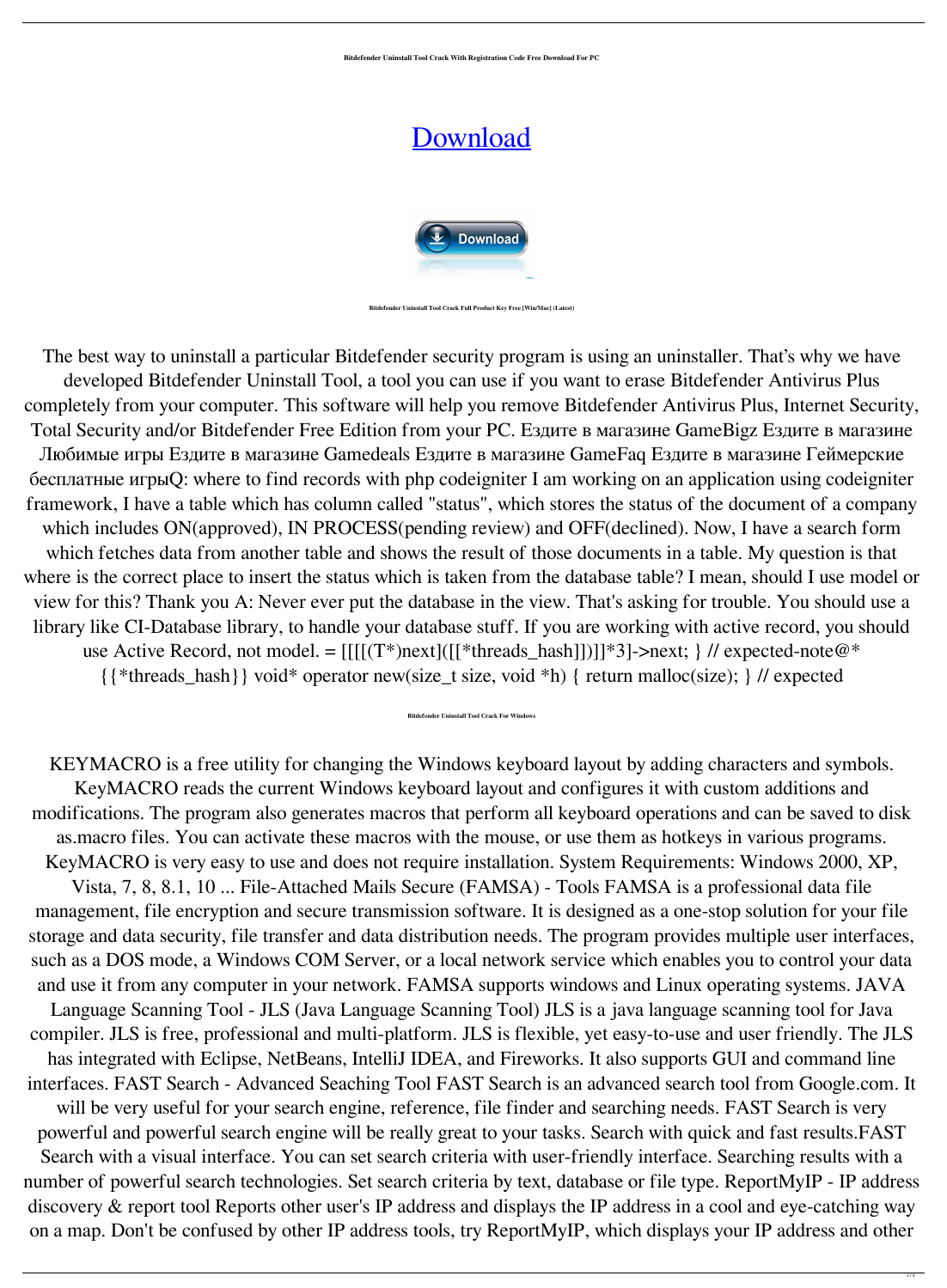**Bitdefender Uninstall Tool Crack With Registration Code Free Download For PC**

# [Download](#)

**Bitdefender Uninstall Tool Crack Full Product Key Free [Win/Mac] (Latest)**

The best way to uninstall a particular Bitdefender security program is using an uninstaller. That's why we have developed Bitdefender Uninstall Tool, a tool you can use if you want to erase Bitdefender Antivirus Plus completely from your computer. This software will help you remove Bitdefender Antivirus Plus, Internet Security, Total Security and/or Bitdefender Free Edition from your PC. Ездите в магазине GameBigz Ездите в магазине Любимые игры Ездите в магазине Gamedeals Ездите в магазине GameFaq Ездите в магазине Геймерские бесплатные игрыQ: where to find records with php codeigniter I am working on an application using codeigniter framework, I have a table which has column called "status", which stores the status of the document of a company which includes ON(approved), IN PROCESS(pending review) and OFF(declined). Now, I have a search form which fetches data from another table and shows the result of those documents in a table. My question is that where is the correct place to insert the status which is taken from the database table? I mean, should I use model or view for this? Thank you A: Never ever put the database in the view. That's asking for trouble. You should use a library like CI-Database library, to handle your database stuff. If you are working with active record, you should use Active Record, not model. = [[[[(T*)next]([[*threads_hash]])]]*3]->next; } // expected-note@* {{*threads_hash}} void* operator new(size_t size, void *h) { return malloc(size); } // expected

**Bitdefender Uninstall Tool Crack For Windows**

KEYMACRO is a free utility for changing the Windows keyboard layout by adding characters and symbols. KeyMACRO reads the current Windows keyboard layout and configures it with custom additions and modifications. The program also generates macros that perform all keyboard operations and can be saved to disk as.macro files. You can activate these macros with the mouse, or use them as hotkeys in various programs. KeyMACRO is very easy to use and does not require installation. System Requirements: Windows 2000, XP, Vista, 7, 8, 8.1, 10 ... File-Attached Mails Secure (FAMSA) - Tools FAMSA is a professional data file management, file encryption and secure transmission software. It is designed as a one-stop solution for your file storage and data security, file transfer and data distribution needs. The program provides multiple user interfaces, such as a DOS mode, a Windows COM Server, or a local network service which enables you to control your data and use it from any computer in your network. FAMSA supports windows and Linux operating systems. JAVA Language Scanning Tool - JLS (Java Language Scanning Tool) JLS is a java language scanning tool for Java compiler. JLS is free, professional and multi-platform. JLS is flexible, yet easy-to-use and user friendly. The JLS has integrated with Eclipse, NetBeans, IntelliJ IDEA, and Fireworks. It also supports GUI and command line interfaces. FAST Search - Advanced Seaching Tool FAST Search is an advanced search tool from Google.com. It will be very useful for your search engine, reference, file finder and searching needs. FAST Search is very powerful and powerful search engine will be really great to your tasks. Search with quick and fast results.FAST Search with a visual interface. You can set search criteria with user-friendly interface. Searching results with a number of powerful search technologies. Set search criteria by text, database or file type. ReportMyIP - IP address discovery & report tool Reports other user's IP address and displays the IP address in a cool and eye-catching way on a map. Don't be confused by other IP address tools, try ReportMyIP, which displays your IP address and other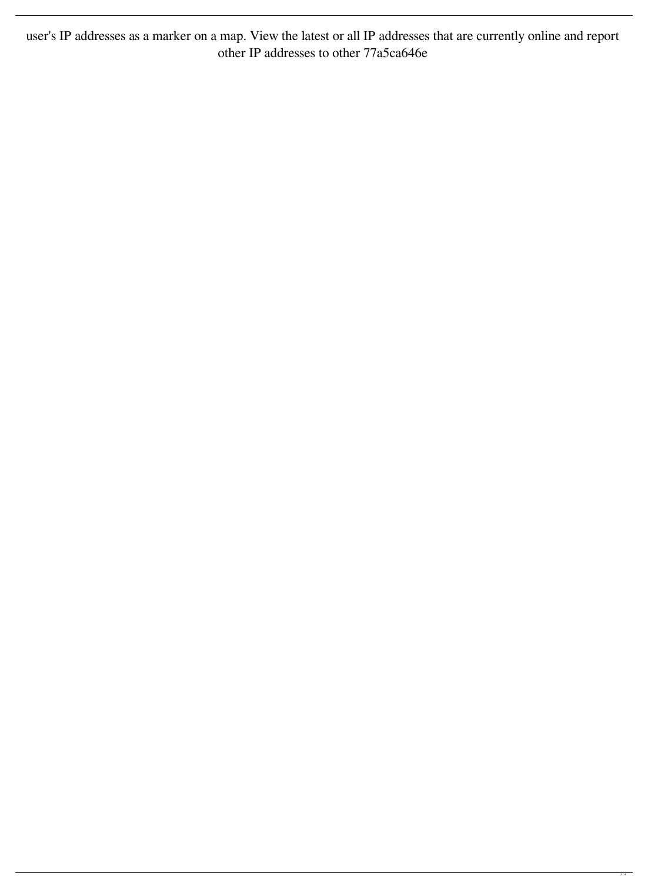user's IP addresses as a marker on a map. View the latest or all IP addresses that are currently online and report other IP addresses to other 77a5ca646e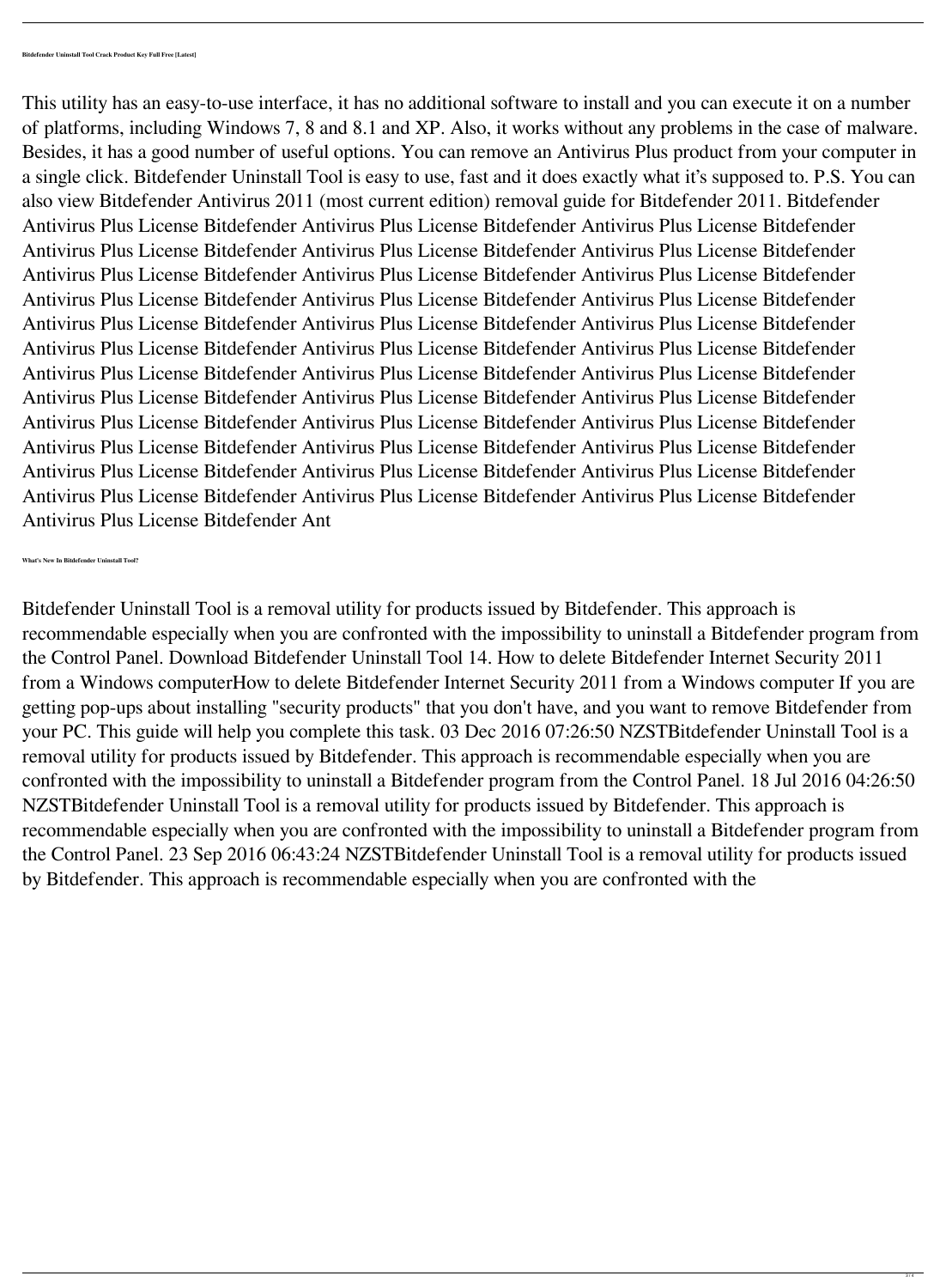**Bitdefender Uninstall Tool Crack Product Key Full Free [Latest]**

This utility has an easy-to-use interface, it has no additional software to install and you can execute it on a number of platforms, including Windows 7, 8 and 8.1 and XP. Also, it works without any problems in the case of malware. Besides, it has a good number of useful options. You can remove an Antivirus Plus product from your computer in a single click. Bitdefender Uninstall Tool is easy to use, fast and it does exactly what it's supposed to. P.S. You can also view Bitdefender Antivirus 2011 (most current edition) removal guide for Bitdefender 2011. Bitdefender Antivirus Plus License Bitdefender Antivirus Plus License Bitdefender Antivirus Plus License Bitdefender Antivirus Plus License Bitdefender Antivirus Plus License Bitdefender Antivirus Plus License Bitdefender Antivirus Plus License Bitdefender Antivirus Plus License Bitdefender Antivirus Plus License Bitdefender Antivirus Plus License Bitdefender Antivirus Plus License Bitdefender Antivirus Plus License Bitdefender Antivirus Plus License Bitdefender Antivirus Plus License Bitdefender Antivirus Plus License Bitdefender Antivirus Plus License Bitdefender Antivirus Plus License Bitdefender Antivirus Plus License Bitdefender Antivirus Plus License Bitdefender Antivirus Plus License Bitdefender Antivirus Plus License Bitdefender Antivirus Plus License Bitdefender Antivirus Plus License Bitdefender Antivirus Plus License Bitdefender Antivirus Plus License Bitdefender Antivirus Plus License Bitdefender Antivirus Plus License Bitdefender Antivirus Plus License Bitdefender Antivirus Plus License Bitdefender Antivirus Plus License Bitdefender Antivirus Plus License Bitdefender Antivirus Plus License Bitdefender Antivirus Plus License Bitdefender Antivirus Plus License Bitdefender Antivirus Plus License Bitdefender Antivirus Plus License Bitdefender Antivirus Plus License Bitdefender Ant

**What's New In Bitdefender Uninstall Tool?**

Bitdefender Uninstall Tool is a removal utility for products issued by Bitdefender. This approach is recommendable especially when you are confronted with the impossibility to uninstall a Bitdefender program from the Control Panel. Download Bitdefender Uninstall Tool 14. How to delete Bitdefender Internet Security 2011 from a Windows computerHow to delete Bitdefender Internet Security 2011 from a Windows computer If you are getting pop-ups about installing "security products" that you don't have, and you want to remove Bitdefender from your PC. This guide will help you complete this task. 03 Dec 2016 07:26:50 NZSTBitdefender Uninstall Tool is a removal utility for products issued by Bitdefender. This approach is recommendable especially when you are confronted with the impossibility to uninstall a Bitdefender program from the Control Panel. 18 Jul 2016 04:26:50 NZSTBitdefender Uninstall Tool is a removal utility for products issued by Bitdefender. This approach is recommendable especially when you are confronted with the impossibility to uninstall a Bitdefender program from the Control Panel. 23 Sep 2016 06:43:24 NZSTBitdefender Uninstall Tool is a removal utility for products issued by Bitdefender. This approach is recommendable especially when you are confronted with the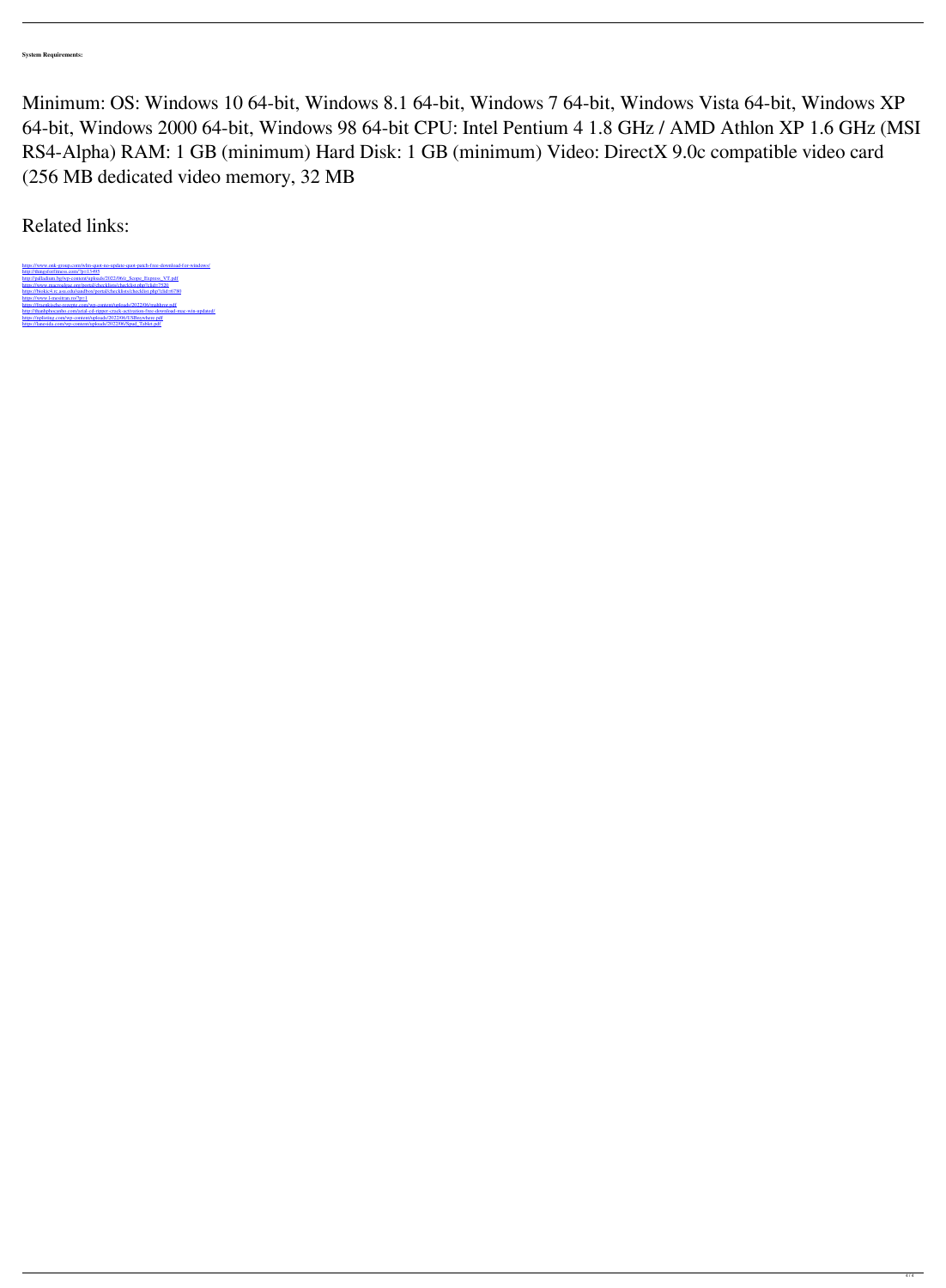**System Requirements:**

Minimum: OS: Windows 10 64-bit, Windows 8.1 64-bit, Windows 7 64-bit, Windows Vista 64-bit, Windows XP 64-bit, Windows 2000 64-bit, Windows 98 64-bit CPU: Intel Pentium 4 1.8 GHz / AMD Athlon XP 1.6 GHz (MSI RS4-Alpha) RAM: 1 GB (minimum) Hard Disk: 1 GB (minimum) Video: DirectX 9.0c compatible video card (256 MB dedicated video memory, 32 MB

Related links:

https://www.onk-group.com/wlm-quot-no-update-quot-patch-free-download-for-windows/
http://thingsforfitness.com/?p=13495
http://palladium.bg/wp-content/uploads/2022/06/e_Scope_Express_VT.pdf
https://www.macroalgae.org/portal/checklists/checklist.php?clid=7520
https://biokic4.rc.asu.edu/sandbox/portal/checklists/checklist.php?clid=6780
https://www.l-mastima.ro/?p=1
https://frunksha.lsv-reisen.com/wp-content/uploads/2022/06/malthrut.pdf
http://thanhphocamho.com/ariel-cd-ripper-crack-activation-free-download-mac-win-updated/
https://uplisting.com/wp-content/uploads/2022/06/USBnowhere.pdf
https://lanesida.com/wp-content/uploads/2022/06/Spud_Tablet.pdf